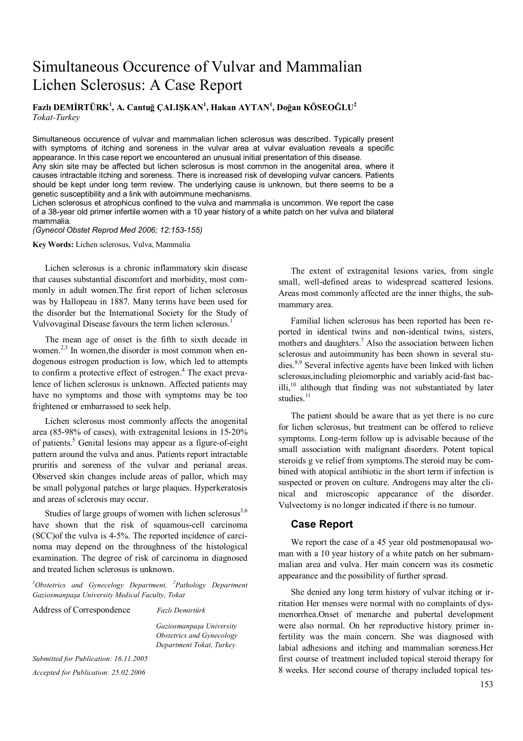# Simultaneous Occurence of Vulvar and Mammalian Lichen Sclerosus: A Case Report

**Fazlı DEMİRTÜRK[1], A. Cantuğ ÇALIŞKAN[1], Hakan AYTAN[1], Doğan KÖSEOĞLU[2]**
*Tokat-Turkey*

Simultaneous occurence of vulvar and mammalian lichen sclerosus was described. Typically present with symptoms of itching and soreness in the vulvar area at vulvar evaluation reveals a specific appearance. In this case report we encountered an unusual initial presentation of this disease.
Any skin site may be affected but lichen sclerosus is most common in the anogenital area, where it causes intractable itching and soreness. There is increased risk of developing vulvar cancers. Patients should be kept under long term review. The underlying cause is unknown, but there seems to be a genetic susceptibility and a link with autoimmune mechanisms.
Lichen sclerosus et atrophicus confined to the vulva and mammalia is uncommon. We report the case of a 38-year old primer infertile women with a 10 year history of a white patch on her vulva and bilateral mammalia.
*(Gynecol Obstet Reprod Med 2006; 12:153-155)*

**Key Words:** Lichen sclerosus, Vulva, Mammalia

Lichen sclerosus is a chronic inflammatory skin disease that causes substantial discomfort and morbidity, most commonly in adult women.The first report of lichen sclerosus was by Hallopeau in 1887. Many terms have been used for the disorder but the International Society for the Study of Vulvovaginal Disease favours the term lichen sclerosus.[1]

The mean age of onset is the fifth to sixth decade in women.[2,3] In women,the disorder is most common when endogenous estrogen production is low, which led to attempts to confirm a protective effect of estrogen.[4] The exact prevalence of lichen sclerosus is unknown. Affected patients may have no symptoms and those with symptoms may be too frightened or embarrassed to seek help.

Lichen sclerosus most commonly affects the anogenital area (85-98% of cases), with extragenital lesions in 15-20% of patients.[5] Genital lesions may appear as a figure-of-eight pattern around the vulva and anus. Patients report intractable pruritis and soreness of the vulvar and perianal areas. Observed skin changes include areas of pallor, which may be small polygonal patches or large plaques. Hyperkeratosis and areas of sclerosis may occur.

Studies of large groups of women with lichen sclerosus[3,6] have shown that the risk of squamous-cell carcinoma (SCC)of the vulva is 4-5%. The reported incidence of carcinoma may depend on the throughness of the histological examination. The degree of risk of carcinoma in diagnosed and treated lichen sclerosus is unknown.

[1]*Obstetrics and Gynecelogy Department,* [2]*Pathology Department Gaziosmanpaşa University Medical Faculty, Tokat*

Address of Correspondence *Fazlı Demirtürk*

*Gaziosmanpaşa University*
*Obstetrics and Gynecology*
*Department Tokat, Turkey*

*Submitted for Publication: 16.11.2005*

*Accepted for Publication: 25.02.2006*

The extent of extragenital lesions varies, from single small, well-defined areas to widespread scattered lesions. Areas most commonly affected are the inner thighs, the submammary area.

Familial lichen sclerosus has been reported has been reported in identical twins and non-identical twins, sisters, mothers and daughters.[7] Also the association between lichen sclerosus and autoimmunity has been shown in several studies.[8,9] Several infective agents have been linked with lichen sclerosus,including pleiomorphic and variably acid-fast bacilli,[10] although that finding was not substantiated by later studies.[11]

The patient should be aware that as yet there is no cure for lichen sclerosus, but treatment can be offered to relieve symptoms. Long-term follow up is advisable because of the small association with malignant disorders. Potent topical steroids g ve relief from symptoms.The steroid may be combined with atopical antibiotic in the short term if infection is suspected or proven on culture. Androgens may alter the clinical and microscopic appearance of the disorder. Vulvectomy is no longer indicated if there is no tumour.

## Case Report

We report the case of a 45 year old postmenopausal woman with a 10 year history of a white patch on her submammalian area and vulva. Her main concern was its cosmetic appearance and the possibility of further spread.

She denied any long term history of vulvar itching or irritation Her menses were normal with no complaints of dysmenorrhea.Onset of menarche and pubertal development were also normal. On her reproductive history primer infertility was the main concern. She was diagnosed with labial adhesions and itching and mammalian soreness.Her first course of treatment included topical steroid therapy for 8 weeks. Her second course of therapy included topical tes-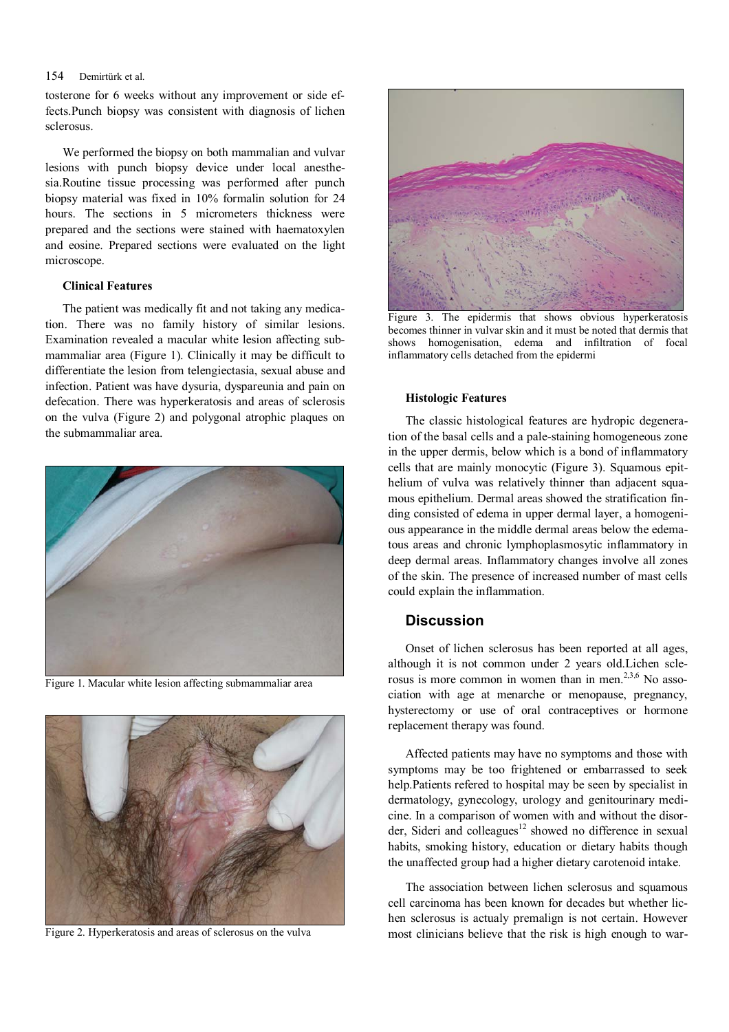tosterone for 6 weeks without any improvement or side effects.Punch biopsy was consistent with diagnosis of lichen sclerosus.

We performed the biopsy on both mammalian and vulvar lesions with punch biopsy device under local anesthesia.Routine tissue processing was performed after punch biopsy material was fixed in 10% formalin solution for 24 hours. The sections in 5 micrometers thickness were prepared and the sections were stained with haematoxylen and eosine. Prepared sections were evaluated on the light microscope.

### Clinical Features

The patient was medically fit and not taking any medication. There was no family history of similar lesions. Examination revealed a macular white lesion affecting submammaliar area (Figure 1). Clinically it may be difficult to differentiate the lesion from telengiectasia, sexual abuse and infection. Patient was have dysuria, dyspareunia and pain on defecation. There was hyperkeratosis and areas of sclerosis on the vulva (Figure 2) and polygonal atrophic plaques on the submammaliar area.

Figure 1. Macular white lesion affecting submammaliar area

Figure 2. Hyperkeratosis and areas of sclerosus on the vulva

Figure 3. The epidermis that shows obvious hyperkeratosis becomes thinner in vulvar skin and it must be noted that dermis that shows homogenisation, edema and infiltration of focal inflammatory cells detached from the epidermi

### Histologic Features

The classic histological features are hydropic degeneration of the basal cells and a pale-staining homogeneous zone in the upper dermis, below which is a bond of inflammatory cells that are mainly monocytic (Figure 3). Squamous epithelium of vulva was relatively thinner than adjacent squamous epithelium. Dermal areas showed the stratification finding consisted of edema in upper dermal layer, a homogenious appearance in the middle dermal areas below the edematous areas and chronic lymphoplasmosytic inflammatory in deep dermal areas. Inflammatory changes involve all zones of the skin. The presence of increased number of mast cells could explain the inflammation.

## Discussion

Onset of lichen sclerosus has been reported at all ages, although it is not common under 2 years old.Lichen sclerosus is more common in women than in men.[2,3,6] No association with age at menarche or menopause, pregnancy, hysterectomy or use of oral contraceptives or hormone replacement therapy was found.

Affected patients may have no symptoms and those with symptoms may be too frightened or embarrassed to seek help.Patients refered to hospital may be seen by specialist in dermatology, gynecology, urology and genitourinary medicine. In a comparison of women with and without the disorder, Sideri and colleagues[12] showed no difference in sexual habits, smoking history, education or dietary habits though the unaffected group had a higher dietary carotenoid intake.

The association between lichen sclerosus and squamous cell carcinoma has been known for decades but whether lichen sclerosus is actualy premalign is not certain. However most clinicians believe that the risk is high enough to war-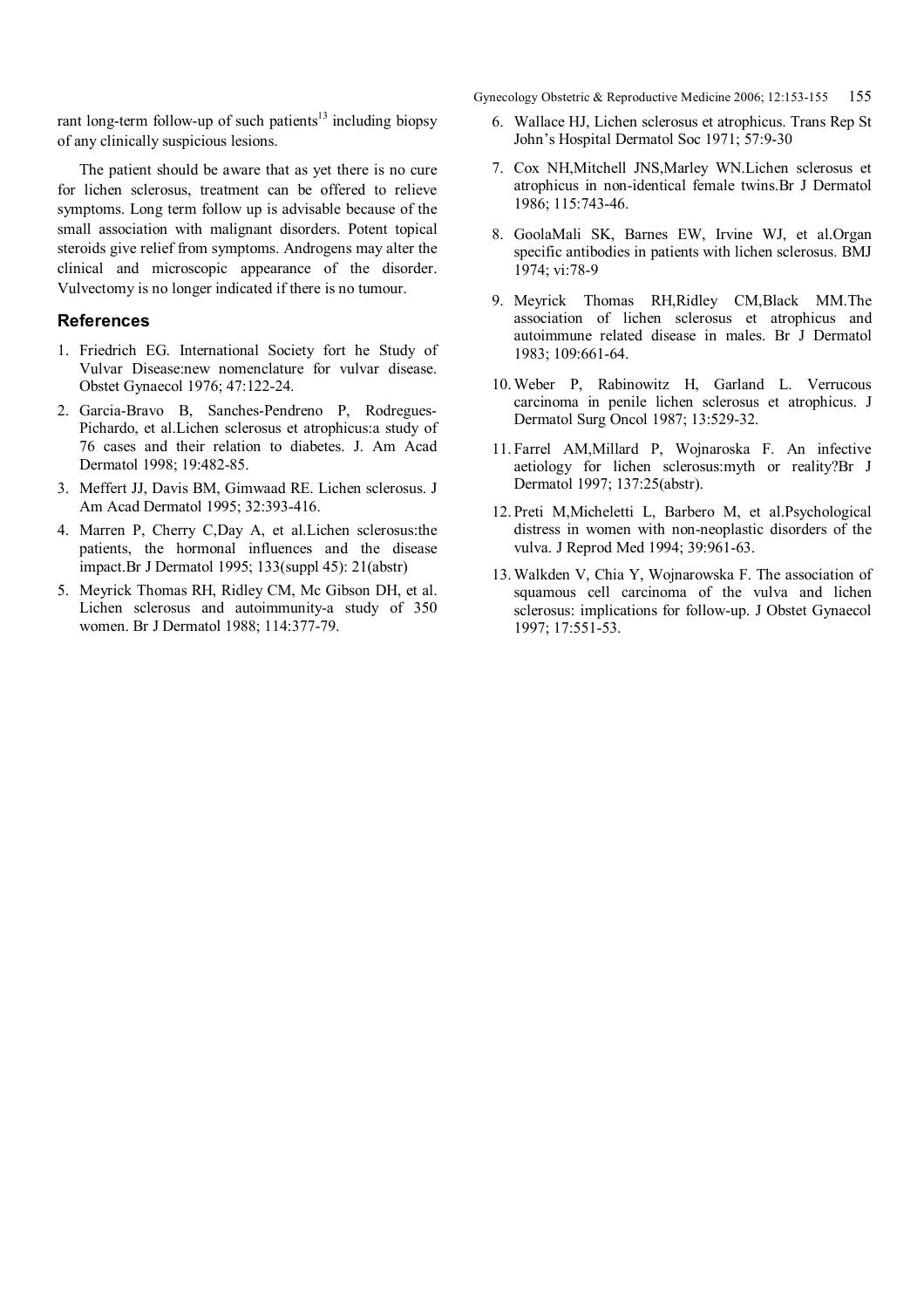rant long-term follow-up of such patients[13] including biopsy of any clinically suspicious lesions.

The patient should be aware that as yet there is no cure for lichen sclerosus, treatment can be offered to relieve symptoms. Long term follow up is advisable because of the small association with malignant disorders. Potent topical steroids give relief from symptoms. Androgens may alter the clinical and microscopic appearance of the disorder. Vulvectomy is no longer indicated if there is no tumour.

## References

1. Friedrich EG. International Society fort he Study of Vulvar Disease:new nomenclature for vulvar disease. Obstet Gynaecol 1976; 47:122-24.
2. Garcia-Bravo B, Sanches-Pendreno P, Rodregues-Pichardo, et al.Lichen sclerosus et atrophicus:a study of 76 cases and their relation to diabetes. J. Am Acad Dermatol 1998; 19:482-85.
3. Meffert JJ, Davis BM, Gimwaad RE. Lichen sclerosus. J Am Acad Dermatol 1995; 32:393-416.
4. Marren P, Cherry C,Day A, et al.Lichen sclerosus:the patients, the hormonal influences and the disease impact.Br J Dermatol 1995; 133(suppl 45): 21(abstr)
5. Meyrick Thomas RH, Ridley CM, Mc Gibson DH, et al. Lichen sclerosus and autoimmunity-a study of 350 women. Br J Dermatol 1988; 114:377-79.
6. Wallace HJ, Lichen sclerosus et atrophicus. Trans Rep St John's Hospital Dermatol Soc 1971; 57:9-30
7. Cox NH,Mitchell JNS,Marley WN.Lichen sclerosus et atrophicus in non-identical female twins.Br J Dermatol 1986; 115:743-46.
8. GoolaMali SK, Barnes EW, Irvine WJ, et al.Organ specific antibodies in patients with lichen sclerosus. BMJ 1974; vi:78-9
9. Meyrick Thomas RH,Ridley CM,Black MM.The association of lichen sclerosus et atrophicus and autoimmune related disease in males. Br J Dermatol 1983; 109:661-64.
10. Weber P, Rabinowitz H, Garland L. Verrucous carcinoma in penile lichen sclerosus et atrophicus. J Dermatol Surg Oncol 1987; 13:529-32.
11. Farrel AM,Millard P, Wojnaroska F. An infective aetiology for lichen sclerosus:myth or reality?Br J Dermatol 1997; 137:25(abstr).
12. Preti M,Micheletti L, Barbero M, et al.Psychological distress in women with non-neoplastic disorders of the vulva. J Reprod Med 1994; 39:961-63.
13. Walkden V, Chia Y, Wojnarowska F. The association of squamous cell carcinoma of the vulva and lichen sclerosus: implications for follow-up. J Obstet Gynaecol 1997; 17:551-53.